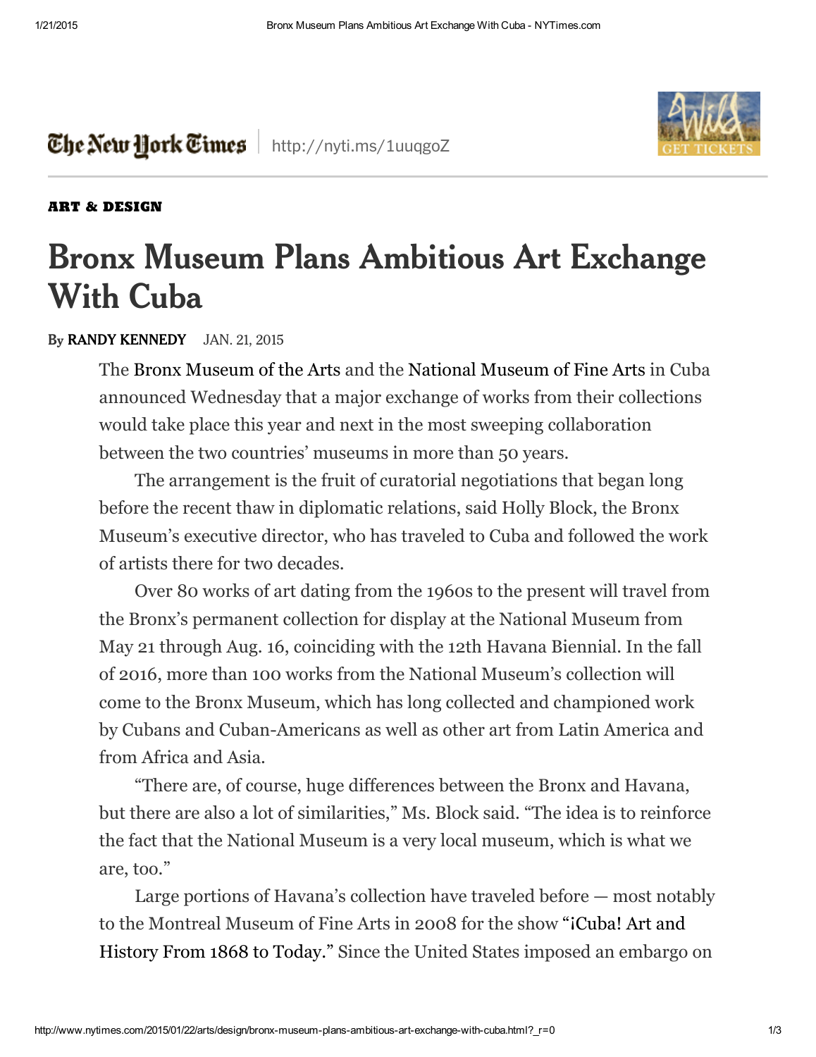The New York Times | http://nyti.ms/1uuqgoZ

ART & DESIGN

# Bronx Museum Plans Ambitious Art Exchange With Cuba

By RANDY KENNEDY JAN. 21, 2015

The Bronx Museum of the Arts and the National Museum of Fine Arts in Cuba announced Wednesday that a major exchange of works from their collections would take place this year and next in the most sweeping collaboration between the two countries' museums in more than 50 years.

The arrangement is the fruit of curatorial negotiations that began long before the recent thaw in diplomatic relations, said Holly Block, the Bronx Museum's executive director, who has traveled to Cuba and followed the work of artists there for two decades.

Over 80 works of art dating from the 1960s to the present will travel from the Bronx's permanent collection for display at the National Museum from May 21 through Aug. 16, coinciding with the 12th Havana Biennial. In the fall of 2016, more than 100 works from the National Museum's collection will come to the Bronx Museum, which has long collected and championed work by Cubans and Cuban-Americans as well as other art from Latin America and from Africa and Asia.

"There are, of course, huge differences between the Bronx and Havana, but there are also a lot of similarities," Ms. Block said. "The idea is to reinforce the fact that the National Museum is a very local museum, which is what we are, too."

Large portions of Havana's collection have traveled before — most notably to the Montreal Museum of Fine Arts in 2008 for the show "¡Cuba! Art and History From 1868 to Today." Since the United States imposed an embargo on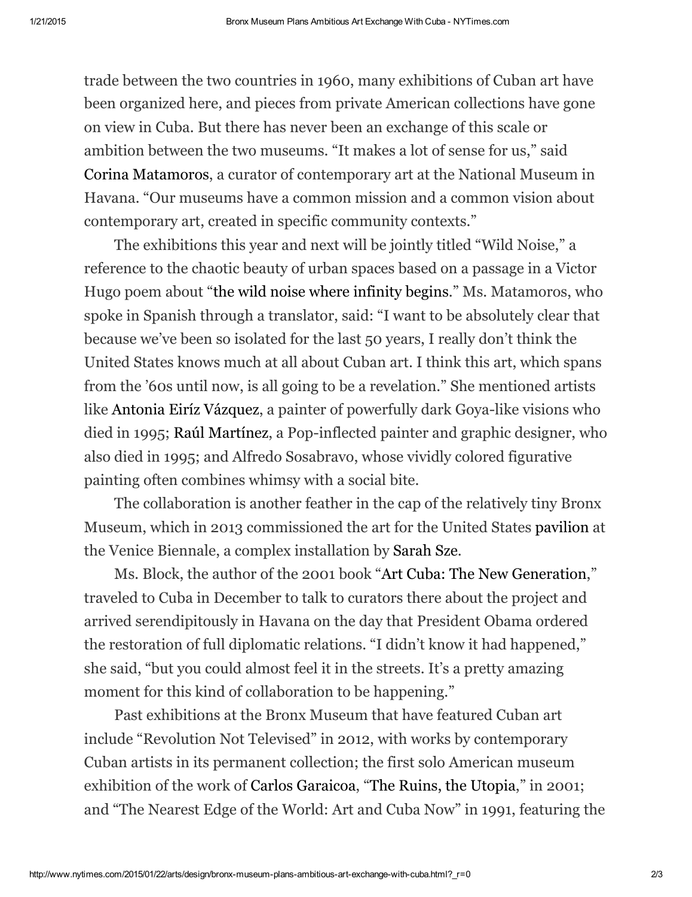trade between the two countries in 1960, many exhibitions of Cuban art have been organized here, and pieces from private American collections have gone on view in Cuba. But there has never been an exchange of this scale or ambition between the two museums. "It makes a lot of sense for us," said Corina Matamoros, a curator of contemporary art at the National Museum in Havana. "Our museums have a common mission and a common vision about contemporary art, created in specific community contexts."

The exhibitions this year and next will be jointly titled "Wild Noise," a reference to the chaotic beauty of urban spaces based on a passage in a Victor Hugo poem about "the wild noise where infinity begins." Ms. Matamoros, who spoke in Spanish through a translator, said: "I want to be absolutely clear that because we've been so isolated for the last 50 years, I really don't think the United States knows much at all about Cuban art. I think this art, which spans from the '60s until now, is all going to be a revelation." She mentioned artists like Antonia Eiríz Vázquez, a painter of powerfully dark Goya-like visions who died in 1995; Raúl Martínez, a Pop-inflected painter and graphic designer, who also died in 1995; and Alfredo Sosabravo, whose vividly colored figurative painting often combines whimsy with a social bite.

The collaboration is another feather in the cap of the relatively tiny Bronx Museum, which in 2013 commissioned the art for the United States pavilion at the Venice Biennale, a complex installation by Sarah Sze.

Ms. Block, the author of the 2001 book "Art Cuba: The New Generation," traveled to Cuba in December to talk to curators there about the project and arrived serendipitously in Havana on the day that President Obama ordered the restoration of full diplomatic relations. "I didn't know it had happened," she said, "but you could almost feel it in the streets. It's a pretty amazing moment for this kind of collaboration to be happening."

Past exhibitions at the Bronx Museum that have featured Cuban art include "Revolution Not Televised" in 2012, with works by contemporary Cuban artists in its permanent collection; the first solo American museum exhibition of the work of Carlos Garaicoa, "The Ruins, the Utopia," in 2001; and "The Nearest Edge of the World: Art and Cuba Now" in 1991, featuring the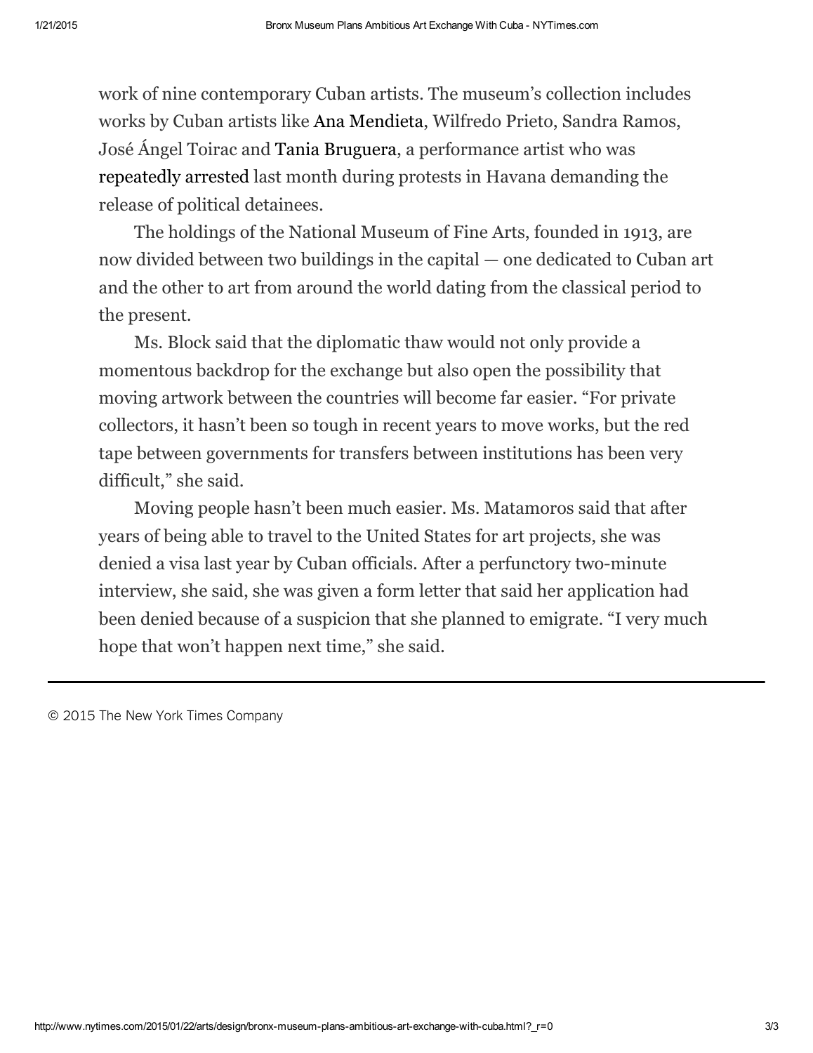work of nine contemporary Cuban artists. The museum's collection includes works by Cuban artists like Ana Mendieta, Wilfredo Prieto, Sandra Ramos, José Ángel Toirac and Tania Bruguera, a performance artist who was repeatedly arrested last month during protests in Havana demanding the release of political detainees.

The holdings of the National Museum of Fine Arts, founded in 1913, are now divided between two buildings in the capital — one dedicated to Cuban art and the other to art from around the world dating from the classical period to the present.

Ms. Block said that the diplomatic thaw would not only provide a momentous backdrop for the exchange but also open the possibility that moving artwork between the countries will become far easier. "For private collectors, it hasn't been so tough in recent years to move works, but the red tape between governments for transfers between institutions has been very difficult," she said.

Moving people hasn't been much easier. Ms. Matamoros said that after years of being able to travel to the United States for art projects, she was denied a visa last year by Cuban officials. After a perfunctory two-minute interview, she said, she was given a form letter that said her application had been denied because of a suspicion that she planned to emigrate. "I very much hope that won't happen next time," she said.

---

© 2015 The New York Times Company